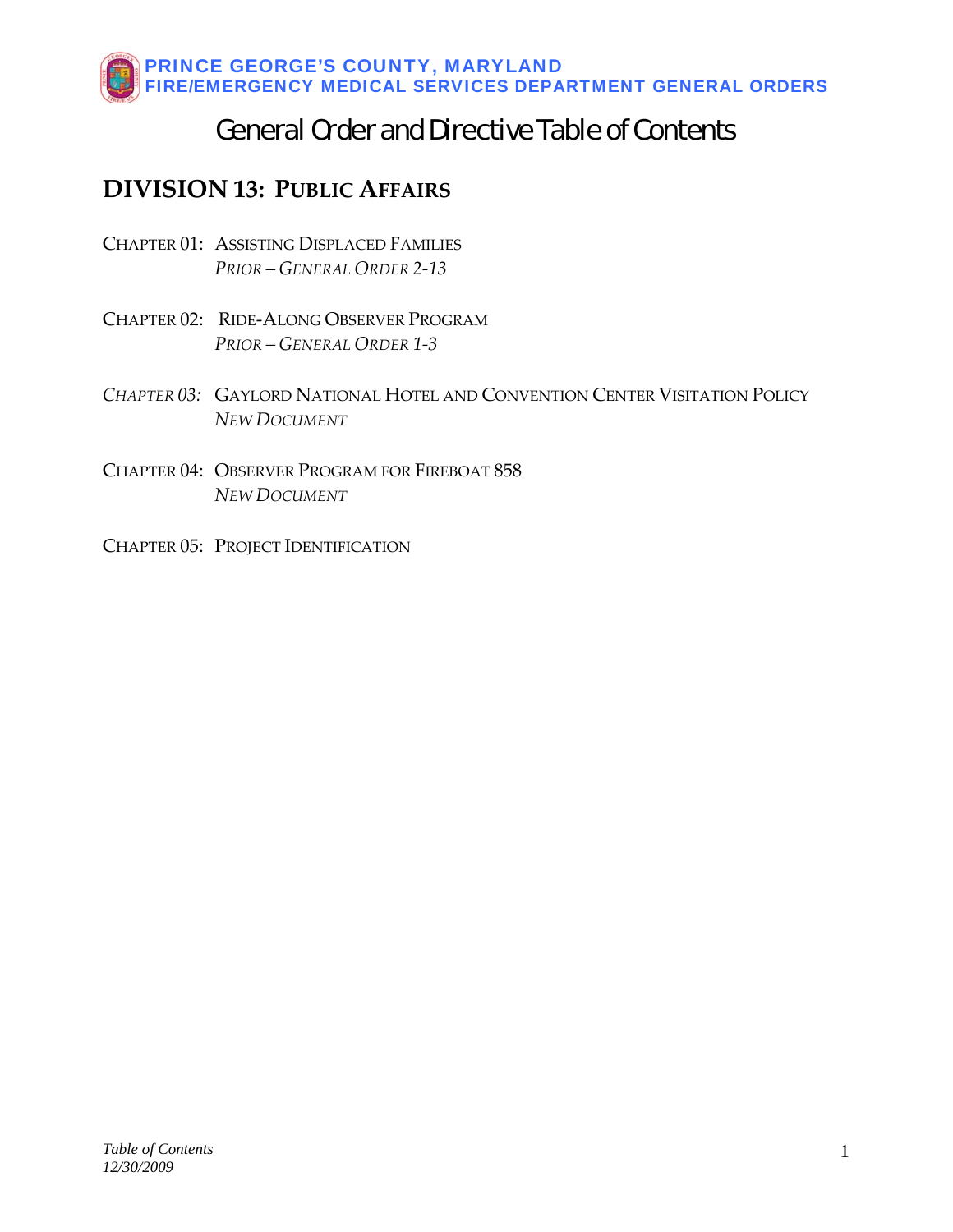# General Order and Directive Table of Contents

## DIVISION 13: PUBLIC AFFAIRS

CHAPTER 01: ASSISTING DISPLACED FAMILIES
*PRIOR – GENERAL ORDER 2-13*

CHAPTER 02: RIDE-ALONG OBSERVER PROGRAM
*PRIOR – GENERAL ORDER 1-3*

*CHAPTER 03:* GAYLORD NATIONAL HOTEL AND CONVENTION CENTER VISITATION POLICY
*NEW DOCUMENT*

CHAPTER 04: OBSERVER PROGRAM FOR FIREBOAT 858
*NEW DOCUMENT*

CHAPTER 05: PROJECT IDENTIFICATION

*Table of Contents*
*12/30/2009*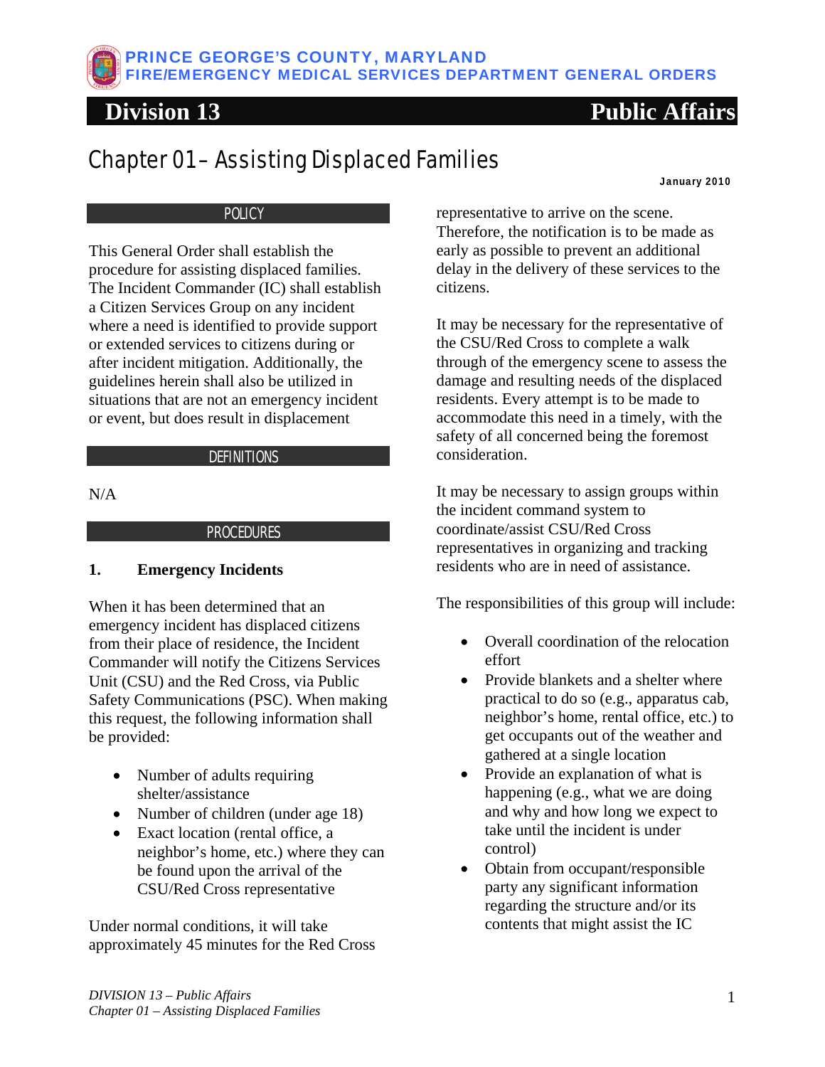PRINCE GEORGE'S COUNTY, MARYLAND
FIRE/EMERGENCY MEDICAL SERVICES DEPARTMENT GENERAL ORDERS

# Division 13 Public Affairs

## Chapter 01 – Assisting Displaced Families

January 2010

### POLICY

This General Order shall establish the procedure for assisting displaced families. The Incident Commander (IC) shall establish a Citizen Services Group on any incident where a need is identified to provide support or extended services to citizens during or after incident mitigation. Additionally, the guidelines herein shall also be utilized in situations that are not an emergency incident or event, but does result in displacement

### DEFINITIONS

N/A

### PROCEDURES

**1. Emergency Incidents**

When it has been determined that an emergency incident has displaced citizens from their place of residence, the Incident Commander will notify the Citizens Services Unit (CSU) and the Red Cross, via Public Safety Communications (PSC). When making this request, the following information shall be provided:

- Number of adults requiring shelter/assistance
- Number of children (under age 18)
- Exact location (rental office, a neighbor's home, etc.) where they can be found upon the arrival of the CSU/Red Cross representative

Under normal conditions, it will take approximately 45 minutes for the Red Cross representative to arrive on the scene. Therefore, the notification is to be made as early as possible to prevent an additional delay in the delivery of these services to the citizens.

It may be necessary for the representative of the CSU/Red Cross to complete a walk through of the emergency scene to assess the damage and resulting needs of the displaced residents. Every attempt is to be made to accommodate this need in a timely, with the safety of all concerned being the foremost consideration.

It may be necessary to assign groups within the incident command system to coordinate/assist CSU/Red Cross representatives in organizing and tracking residents who are in need of assistance.

The responsibilities of this group will include:

- Overall coordination of the relocation effort
- Provide blankets and a shelter where practical to do so (e.g., apparatus cab, neighbor's home, rental office, etc.) to get occupants out of the weather and gathered at a single location
- Provide an explanation of what is happening (e.g., what we are doing and why and how long we expect to take until the incident is under control)
- Obtain from occupant/responsible party any significant information regarding the structure and/or its contents that might assist the IC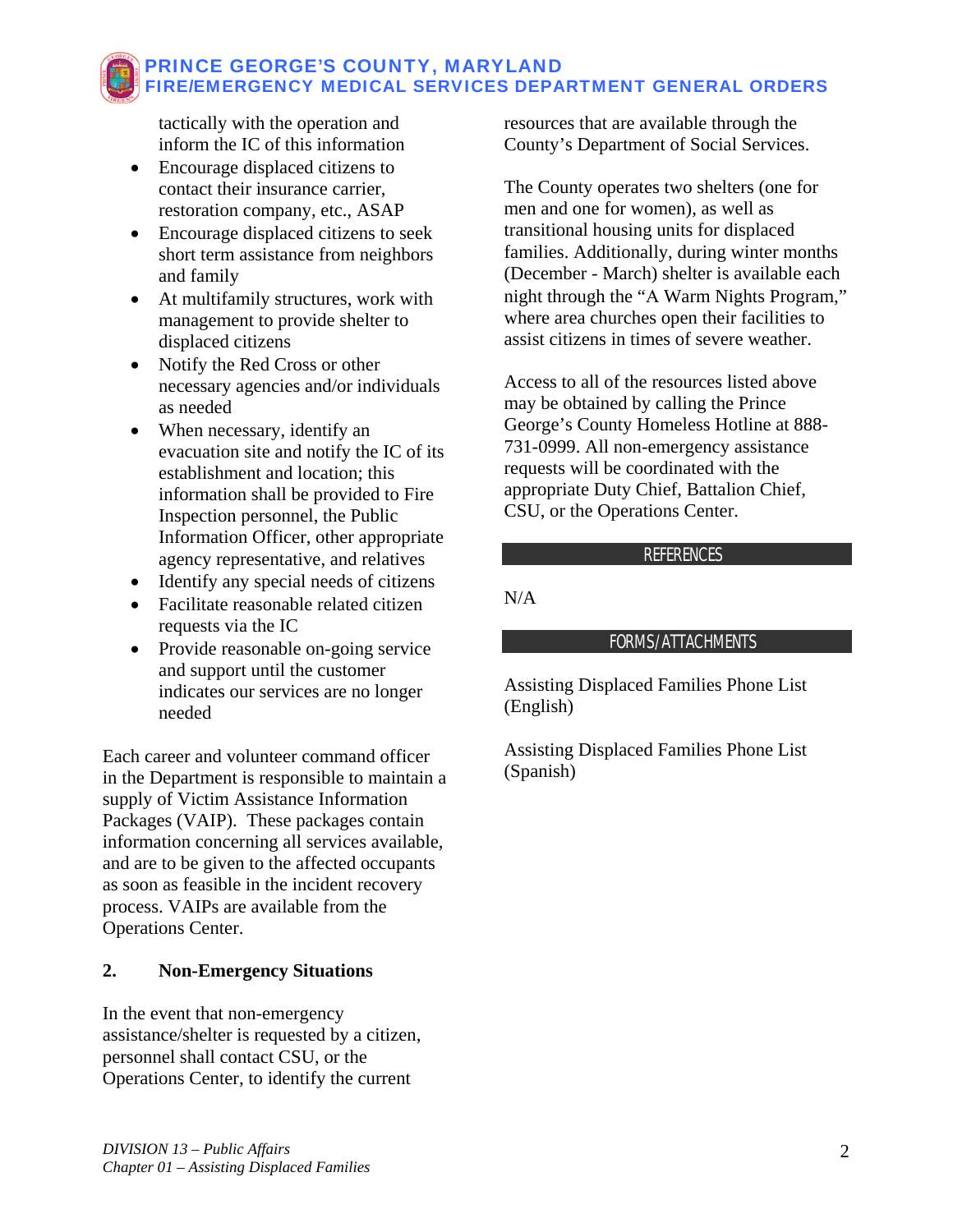tactically with the operation and inform the IC of this information

- Encourage displaced citizens to contact their insurance carrier, restoration company, etc., ASAP
- Encourage displaced citizens to seek short term assistance from neighbors and family
- At multifamily structures, work with management to provide shelter to displaced citizens
- Notify the Red Cross or other necessary agencies and/or individuals as needed
- When necessary, identify an evacuation site and notify the IC of its establishment and location; this information shall be provided to Fire Inspection personnel, the Public Information Officer, other appropriate agency representative, and relatives
- Identify any special needs of citizens
- Facilitate reasonable related citizen requests via the IC
- Provide reasonable on-going service and support until the customer indicates our services are no longer needed

Each career and volunteer command officer in the Department is responsible to maintain a supply of Victim Assistance Information Packages (VAIP). These packages contain information concerning all services available, and are to be given to the affected occupants as soon as feasible in the incident recovery process. VAIPs are available from the Operations Center.

**2. Non-Emergency Situations**

In the event that non-emergency assistance/shelter is requested by a citizen, personnel shall contact CSU, or the Operations Center, to identify the current resources that are available through the County's Department of Social Services.

The County operates two shelters (one for men and one for women), as well as transitional housing units for displaced families. Additionally, during winter months (December - March) shelter is available each night through the "A Warm Nights Program," where area churches open their facilities to assist citizens in times of severe weather.

Access to all of the resources listed above may be obtained by calling the Prince George's County Homeless Hotline at 888-731-0999. All non-emergency assistance requests will be coordinated with the appropriate Duty Chief, Battalion Chief, CSU, or the Operations Center.

## REFERENCES

N/A

## FORMS/ATTACHMENTS

Assisting Displaced Families Phone List (English)

Assisting Displaced Families Phone List (Spanish)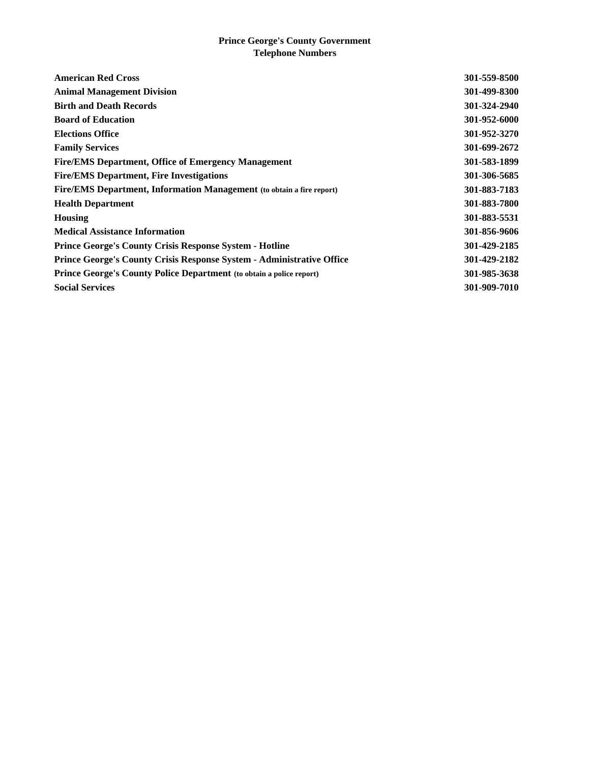# Prince George's County Government
## Telephone Numbers

| | |
|---|---|
| **American Red Cross** | **301-559-8500** |
| **Animal Management Division** | **301-499-8300** |
| **Birth and Death Records** | **301-324-2940** |
| **Board of Education** | **301-952-6000** |
| **Elections Office** | **301-952-3270** |
| **Family Services** | **301-699-2672** |
| **Fire/EMS Department, Office of Emergency Management** | **301-583-1899** |
| **Fire/EMS Department, Fire Investigations** | **301-306-5685** |
| **Fire/EMS Department, Information Management** (to obtain a fire report) | **301-883-7183** |
| **Health Department** | **301-883-7800** |
| **Housing** | **301-883-5531** |
| **Medical Assistance Information** | **301-856-9606** |
| **Prince George's County Crisis Response System - Hotline** | **301-429-2185** |
| **Prince George's County Crisis Response System - Administrative Office** | **301-429-2182** |
| **Prince George's County Police Department** (to obtain a police report) | **301-985-3638** |
| **Social Services** | **301-909-7010** |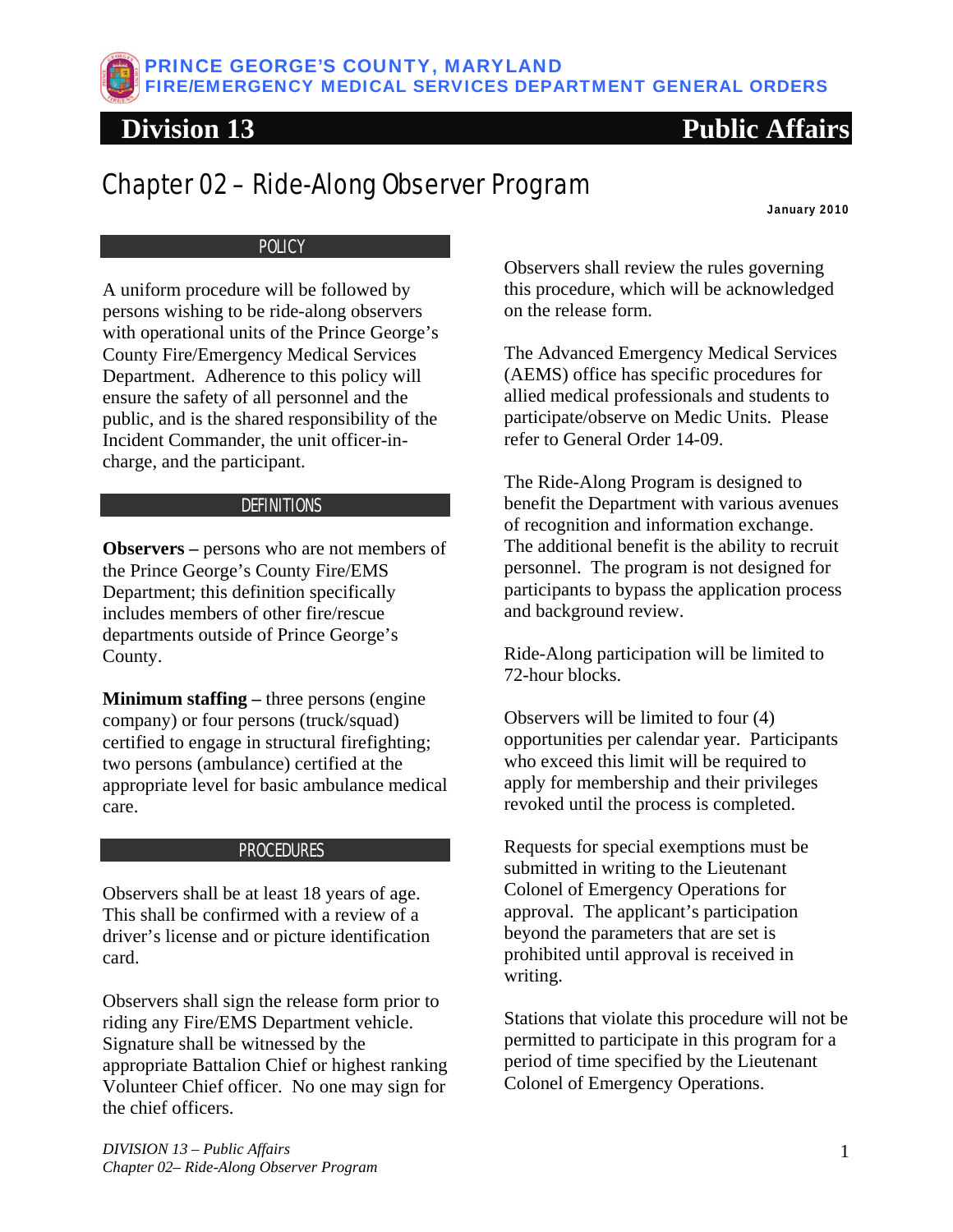PRINCE GEORGE'S COUNTY, MARYLAND
FIRE/EMERGENCY MEDICAL SERVICES DEPARTMENT GENERAL ORDERS

# Division 13 — Public Affairs

## Chapter 02 – Ride-Along Observer Program

**January 2010**

### POLICY

A uniform procedure will be followed by persons wishing to be ride-along observers with operational units of the Prince George's County Fire/Emergency Medical Services Department. Adherence to this policy will ensure the safety of all personnel and the public, and is the shared responsibility of the Incident Commander, the unit officer-in-charge, and the participant.

### DEFINITIONS

**Observers –** persons who are not members of the Prince George's County Fire/EMS Department; this definition specifically includes members of other fire/rescue departments outside of Prince George's County.

**Minimum staffing –** three persons (engine company) or four persons (truck/squad) certified to engage in structural firefighting; two persons (ambulance) certified at the appropriate level for basic ambulance medical care.

### PROCEDURES

Observers shall be at least 18 years of age. This shall be confirmed with a review of a driver's license and or picture identification card.

Observers shall sign the release form prior to riding any Fire/EMS Department vehicle. Signature shall be witnessed by the appropriate Battalion Chief or highest ranking Volunteer Chief officer. No one may sign for the chief officers.

Observers shall review the rules governing this procedure, which will be acknowledged on the release form.

The Advanced Emergency Medical Services (AEMS) office has specific procedures for allied medical professionals and students to participate/observe on Medic Units. Please refer to General Order 14-09.

The Ride-Along Program is designed to benefit the Department with various avenues of recognition and information exchange. The additional benefit is the ability to recruit personnel. The program is not designed for participants to bypass the application process and background review.

Ride-Along participation will be limited to 72-hour blocks.

Observers will be limited to four (4) opportunities per calendar year. Participants who exceed this limit will be required to apply for membership and their privileges revoked until the process is completed.

Requests for special exemptions must be submitted in writing to the Lieutenant Colonel of Emergency Operations for approval. The applicant's participation beyond the parameters that are set is prohibited until approval is received in writing.

Stations that violate this procedure will not be permitted to participate in this program for a period of time specified by the Lieutenant Colonel of Emergency Operations.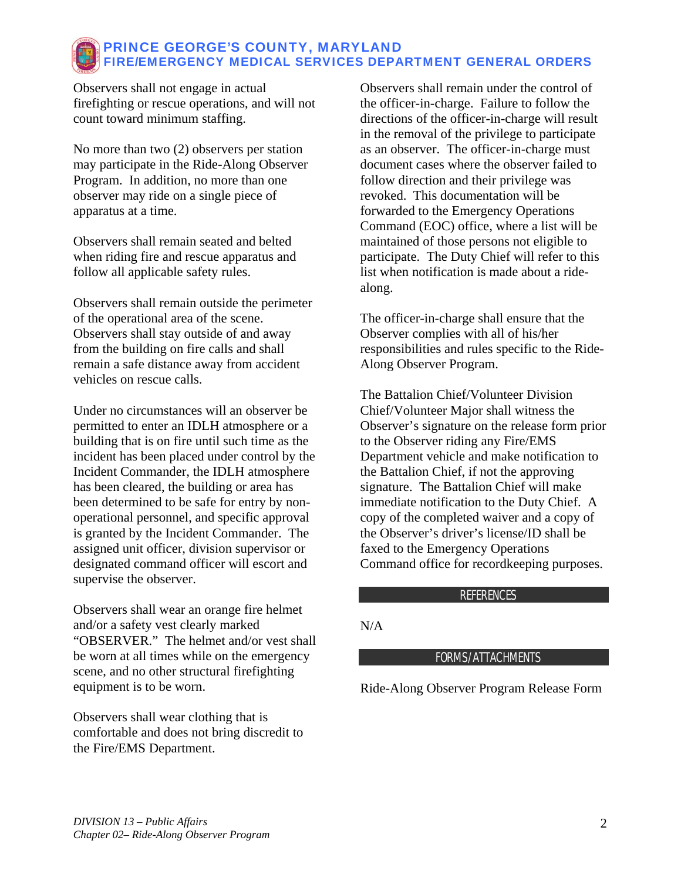Observers shall not engage in actual firefighting or rescue operations, and will not count toward minimum staffing.

No more than two (2) observers per station may participate in the Ride-Along Observer Program. In addition, no more than one observer may ride on a single piece of apparatus at a time.

Observers shall remain seated and belted when riding fire and rescue apparatus and follow all applicable safety rules.

Observers shall remain outside the perimeter of the operational area of the scene. Observers shall stay outside of and away from the building on fire calls and shall remain a safe distance away from accident vehicles on rescue calls.

Under no circumstances will an observer be permitted to enter an IDLH atmosphere or a building that is on fire until such time as the incident has been placed under control by the Incident Commander, the IDLH atmosphere has been cleared, the building or area has been determined to be safe for entry by non-operational personnel, and specific approval is granted by the Incident Commander. The assigned unit officer, division supervisor or designated command officer will escort and supervise the observer.

Observers shall wear an orange fire helmet and/or a safety vest clearly marked "OBSERVER." The helmet and/or vest shall be worn at all times while on the emergency scene, and no other structural firefighting equipment is to be worn.

Observers shall wear clothing that is comfortable and does not bring discredit to the Fire/EMS Department.

Observers shall remain under the control of the officer-in-charge. Failure to follow the directions of the officer-in-charge will result in the removal of the privilege to participate as an observer. The officer-in-charge must document cases where the observer failed to follow direction and their privilege was revoked. This documentation will be forwarded to the Emergency Operations Command (EOC) office, where a list will be maintained of those persons not eligible to participate. The Duty Chief will refer to this list when notification is made about a ride-along.

The officer-in-charge shall ensure that the Observer complies with all of his/her responsibilities and rules specific to the Ride-Along Observer Program.

The Battalion Chief/Volunteer Division Chief/Volunteer Major shall witness the Observer's signature on the release form prior to the Observer riding any Fire/EMS Department vehicle and make notification to the Battalion Chief, if not the approving signature. The Battalion Chief will make immediate notification to the Duty Chief. A copy of the completed waiver and a copy of the Observer's driver's license/ID shall be faxed to the Emergency Operations Command office for recordkeeping purposes.

## REFERENCES

N/A

## FORMS/ATTACHMENTS

Ride-Along Observer Program Release Form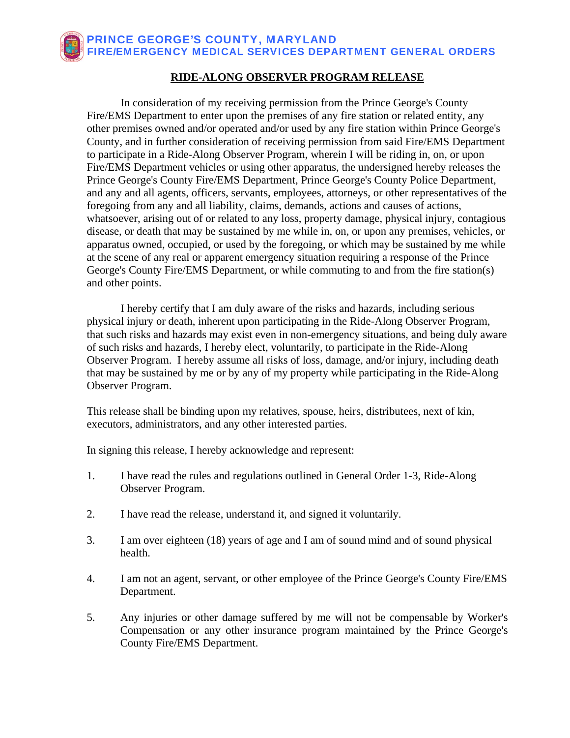## RIDE-ALONG OBSERVER PROGRAM RELEASE

In consideration of my receiving permission from the Prince George's County Fire/EMS Department to enter upon the premises of any fire station or related entity, any other premises owned and/or operated and/or used by any fire station within Prince George's County, and in further consideration of receiving permission from said Fire/EMS Department to participate in a Ride-Along Observer Program, wherein I will be riding in, on, or upon Fire/EMS Department vehicles or using other apparatus, the undersigned hereby releases the Prince George's County Fire/EMS Department, Prince George's County Police Department, and any and all agents, officers, servants, employees, attorneys, or other representatives of the foregoing from any and all liability, claims, demands, actions and causes of actions, whatsoever, arising out of or related to any loss, property damage, physical injury, contagious disease, or death that may be sustained by me while in, on, or upon any premises, vehicles, or apparatus owned, occupied, or used by the foregoing, or which may be sustained by me while at the scene of any real or apparent emergency situation requiring a response of the Prince George's County Fire/EMS Department, or while commuting to and from the fire station(s) and other points.

I hereby certify that I am duly aware of the risks and hazards, including serious physical injury or death, inherent upon participating in the Ride-Along Observer Program, that such risks and hazards may exist even in non-emergency situations, and being duly aware of such risks and hazards, I hereby elect, voluntarily, to participate in the Ride-Along Observer Program. I hereby assume all risks of loss, damage, and/or injury, including death that may be sustained by me or by any of my property while participating in the Ride-Along Observer Program.

This release shall be binding upon my relatives, spouse, heirs, distributees, next of kin, executors, administrators, and any other interested parties.

In signing this release, I hereby acknowledge and represent:

1. I have read the rules and regulations outlined in General Order 1-3, Ride-Along Observer Program.

2. I have read the release, understand it, and signed it voluntarily.

3. I am over eighteen (18) years of age and I am of sound mind and of sound physical health.

4. I am not an agent, servant, or other employee of the Prince George's County Fire/EMS Department.

5. Any injuries or other damage suffered by me will not be compensable by Worker's Compensation or any other insurance program maintained by the Prince George's County Fire/EMS Department.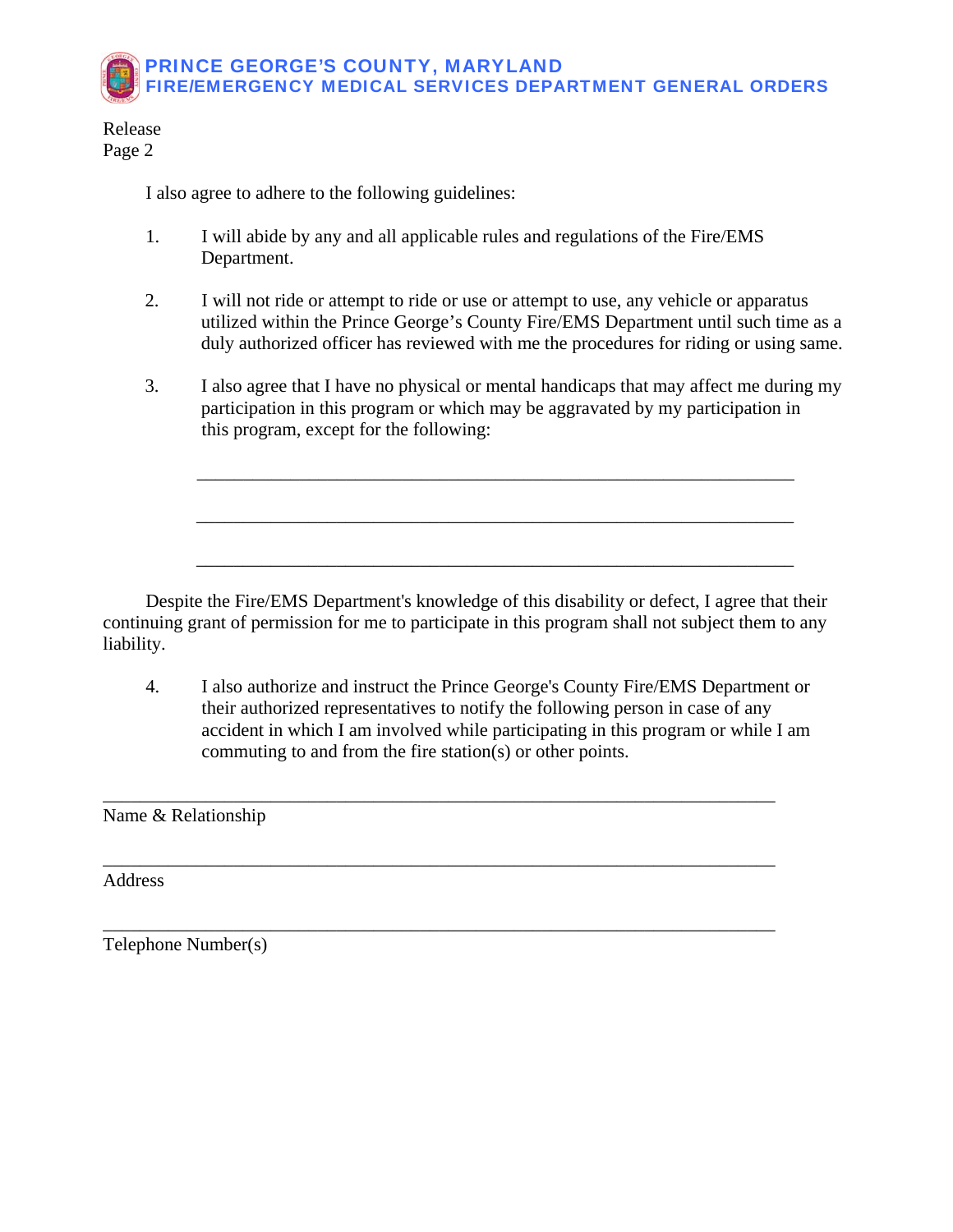Release
Page 2

I also agree to adhere to the following guidelines:

1. I will abide by any and all applicable rules and regulations of the Fire/EMS Department.

2. I will not ride or attempt to ride or use or attempt to use, any vehicle or apparatus utilized within the Prince George's County Fire/EMS Department until such time as a duly authorized officer has reviewed with me the procedures for riding or using same.

3. I also agree that I have no physical or mental handicaps that may affect me during my participation in this program or which may be aggravated by my participation in this program, except for the following:

_______________________________________________________________

_______________________________________________________________

_______________________________________________________________

Despite the Fire/EMS Department's knowledge of this disability or defect, I agree that their continuing grant of permission for me to participate in this program shall not subject them to any liability.

4. I also authorize and instruct the Prince George's County Fire/EMS Department or their authorized representatives to notify the following person in case of any accident in which I am involved while participating in this program or while I am commuting to and from the fire station(s) or other points.

_______________________________________________________________
Name & Relationship

_______________________________________________________________
Address

_______________________________________________________________
Telephone Number(s)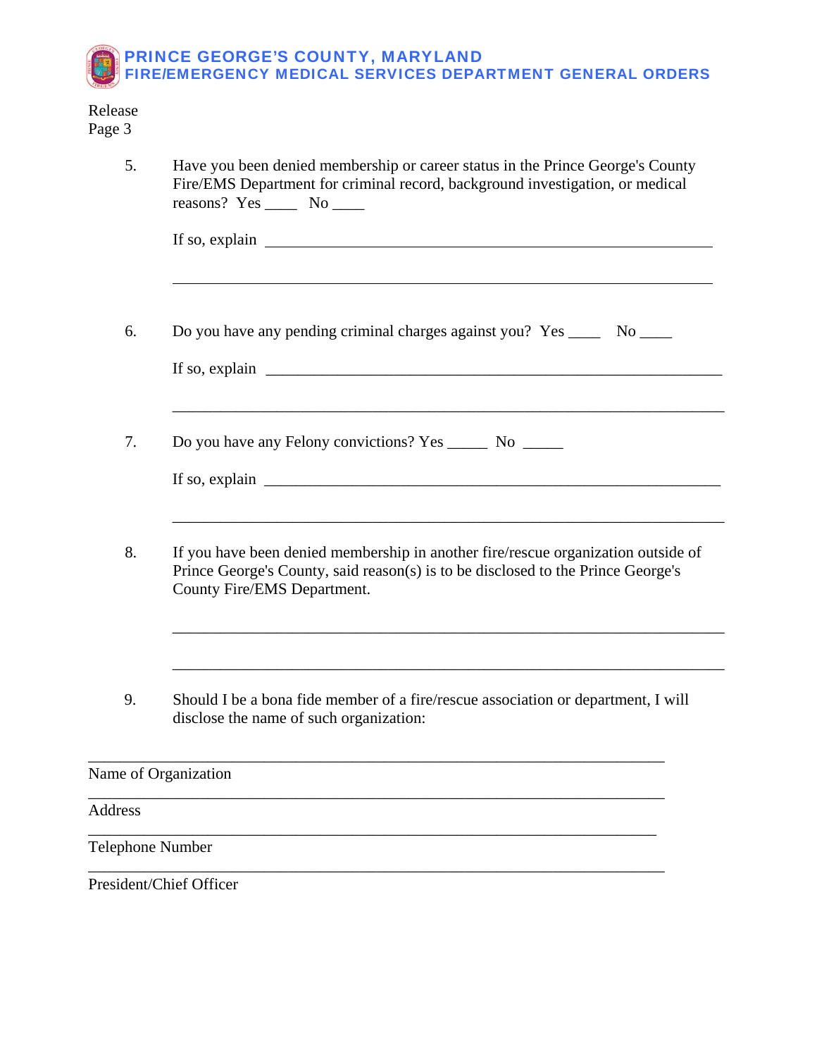Release
Page 3

5. Have you been denied membership or career status in the Prince George's County Fire/EMS Department for criminal record, background investigation, or medical reasons? Yes ____ No ____

   If so, explain ______________________________________________________________

   ______________________________________________________________________

6. Do you have any pending criminal charges against you? Yes ____ No ____

   If so, explain ______________________________________________________________

   ______________________________________________________________________

7. Do you have any Felony convictions? Yes _____ No _____

   If so, explain ______________________________________________________________

   ______________________________________________________________________

8. If you have been denied membership in another fire/rescue organization outside of Prince George's County, said reason(s) is to be disclosed to the Prince George's County Fire/EMS Department.

   ______________________________________________________________________

   ______________________________________________________________________

9. Should I be a bona fide member of a fire/rescue association or department, I will disclose the name of such organization:

______________________________________________________________________
Name of Organization

______________________________________________________________________
Address

______________________________________________________________________
Telephone Number

______________________________________________________________________
President/Chief Officer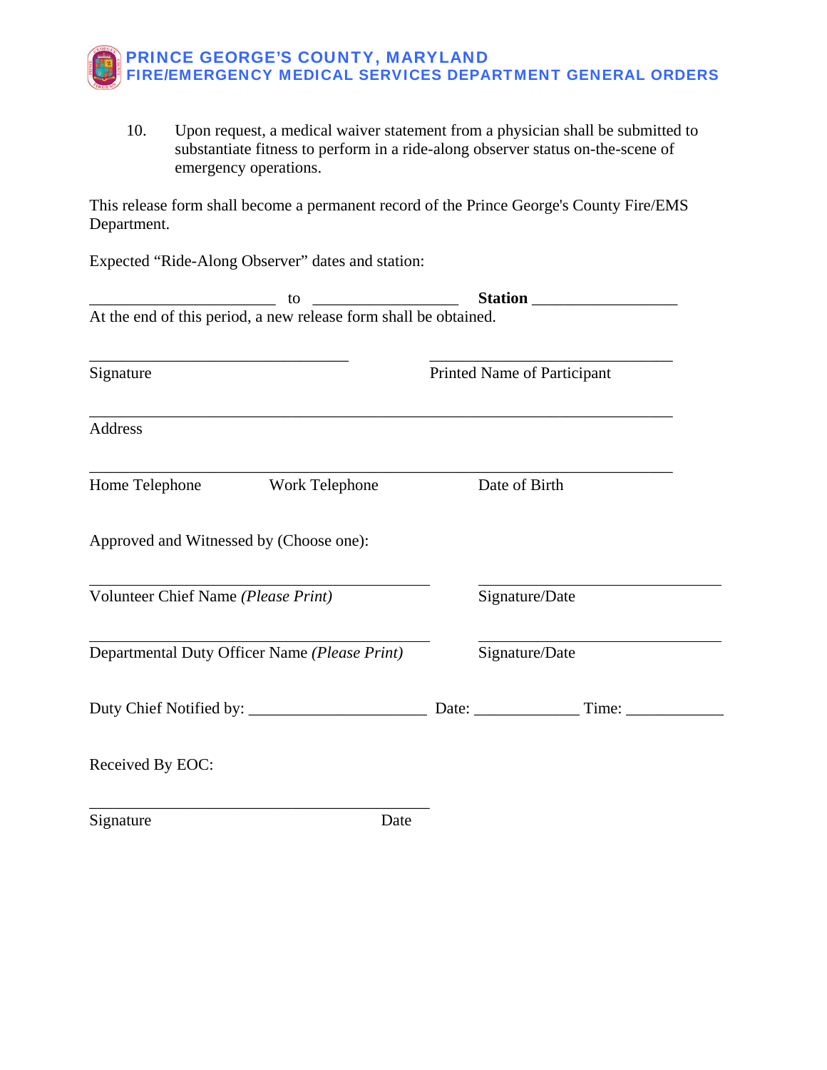10. Upon request, a medical waiver statement from a physician shall be submitted to substantiate fitness to perform in a ride-along observer status on-the-scene of emergency operations.

This release form shall become a permanent record of the Prince George's County Fire/EMS Department.

Expected "Ride-Along Observer" dates and station:

_______________________ to __________________ **Station** __________________

At the end of this period, a new release form shall be obtained.

________________________________ ______________________________

Signature Printed Name of Participant

________________________________________________________________________

Address

________________________________________________________________________

Home Telephone Work Telephone Date of Birth

Approved and Witnessed by (Choose one):

__________________________________________ ______________________________

Volunteer Chief Name *(Please Print)* Signature/Date

__________________________________________ ______________________________

Departmental Duty Officer Name *(Please Print)* Signature/Date

Duty Chief Notified by: ______________________ Date: _____________ Time: ____________

Received By EOC:

__________________________________________

Signature Date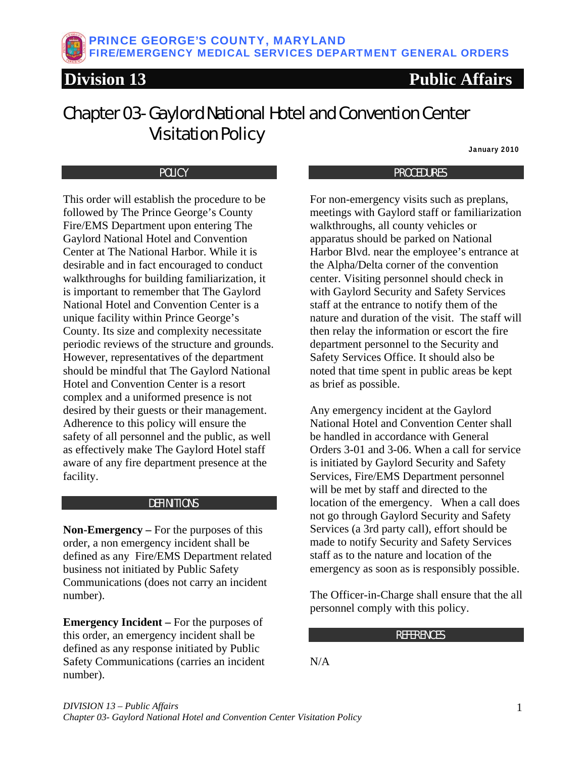**PRINCE GEORGE'S COUNTY, MARYLAND**
**FIRE/EMERGENCY MEDICAL SERVICES DEPARTMENT GENERAL ORDERS**

# Division 13 — Public Affairs

## Chapter 03- Gaylord National Hotel and Convention Center Visitation Policy

**January 2010**

### POLICY

This order will establish the procedure to be followed by The Prince George's County Fire/EMS Department upon entering The Gaylord National Hotel and Convention Center at The National Harbor. While it is desirable and in fact encouraged to conduct walkthroughs for building familiarization, it is important to remember that The Gaylord National Hotel and Convention Center is a unique facility within Prince George's County. Its size and complexity necessitate periodic reviews of the structure and grounds. However, representatives of the department should be mindful that The Gaylord National Hotel and Convention Center is a resort complex and a uniformed presence is not desired by their guests or their management. Adherence to this policy will ensure the safety of all personnel and the public, as well as effectively make The Gaylord Hotel staff aware of any fire department presence at the facility.

### DEFINITIONS

**Non-Emergency –** For the purposes of this order, a non emergency incident shall be defined as any Fire/EMS Department related business not initiated by Public Safety Communications (does not carry an incident number).

**Emergency Incident –** For the purposes of this order, an emergency incident shall be defined as any response initiated by Public Safety Communications (carries an incident number).

### PROCEDURES

For non-emergency visits such as preplans, meetings with Gaylord staff or familiarization walkthroughs, all county vehicles or apparatus should be parked on National Harbor Blvd. near the employee's entrance at the Alpha/Delta corner of the convention center. Visiting personnel should check in with Gaylord Security and Safety Services staff at the entrance to notify them of the nature and duration of the visit. The staff will then relay the information or escort the fire department personnel to the Security and Safety Services Office. It should also be noted that time spent in public areas be kept as brief as possible.

Any emergency incident at the Gaylord National Hotel and Convention Center shall be handled in accordance with General Orders 3-01 and 3-06. When a call for service is initiated by Gaylord Security and Safety Services, Fire/EMS Department personnel will be met by staff and directed to the location of the emergency. When a call does not go through Gaylord Security and Safety Services (a 3rd party call), effort should be made to notify Security and Safety Services staff as to the nature and location of the emergency as soon as is responsibly possible.

The Officer-in-Charge shall ensure that the all personnel comply with this policy.

### REFERENCES

N/A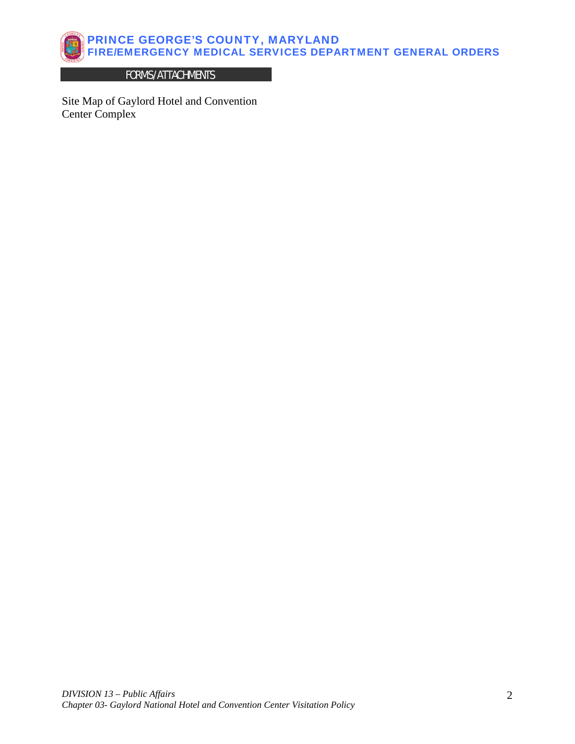## FORMS/ATTACHMENTS

Site Map of Gaylord Hotel and Convention Center Complex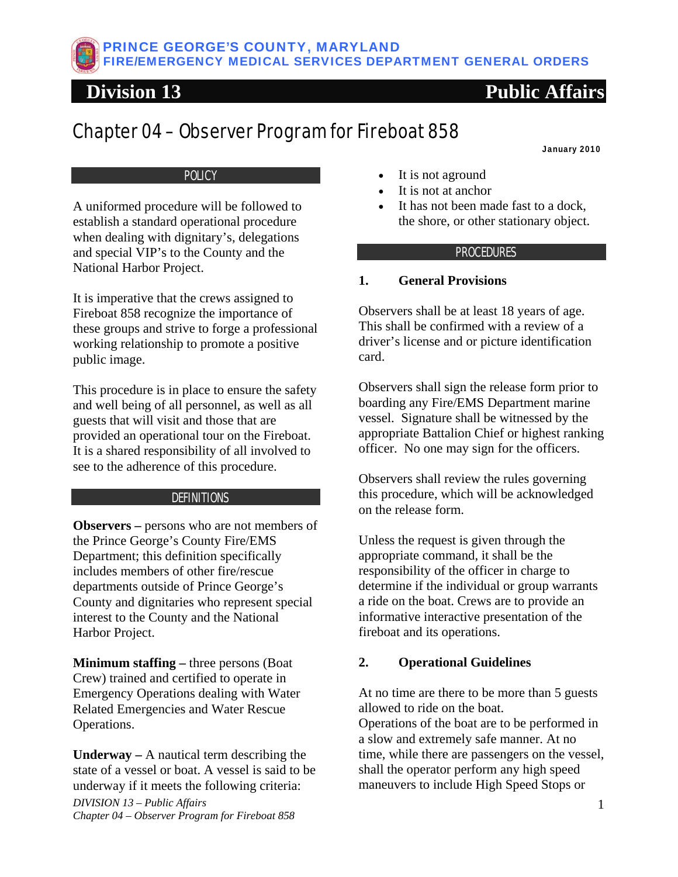PRINCE GEORGE'S COUNTY, MARYLAND
FIRE/EMERGENCY MEDICAL SERVICES DEPARTMENT GENERAL ORDERS

# Division 13 — Public Affairs

## Chapter 04 – Observer Program for Fireboat 858

January 2010

### POLICY

A uniformed procedure will be followed to establish a standard operational procedure when dealing with dignitary's, delegations and special VIP's to the County and the National Harbor Project.

It is imperative that the crews assigned to Fireboat 858 recognize the importance of these groups and strive to forge a professional working relationship to promote a positive public image.

This procedure is in place to ensure the safety and well being of all personnel, as well as all guests that will visit and those that are provided an operational tour on the Fireboat. It is a shared responsibility of all involved to see to the adherence of this procedure.

### DEFINITIONS

**Observers –** persons who are not members of the Prince George's County Fire/EMS Department; this definition specifically includes members of other fire/rescue departments outside of Prince George's County and dignitaries who represent special interest to the County and the National Harbor Project.

**Minimum staffing –** three persons (Boat Crew) trained and certified to operate in Emergency Operations dealing with Water Related Emergencies and Water Rescue Operations.

**Underway –** A nautical term describing the state of a vessel or boat. A vessel is said to be underway if it meets the following criteria:

- It is not aground
- It is not at anchor
- It has not been made fast to a dock, the shore, or other stationary object.

### PROCEDURES

#### 1. General Provisions

Observers shall be at least 18 years of age. This shall be confirmed with a review of a driver's license and or picture identification card.

Observers shall sign the release form prior to boarding any Fire/EMS Department marine vessel. Signature shall be witnessed by the appropriate Battalion Chief or highest ranking officer. No one may sign for the officers.

Observers shall review the rules governing this procedure, which will be acknowledged on the release form.

Unless the request is given through the appropriate command, it shall be the responsibility of the officer in charge to determine if the individual or group warrants a ride on the boat. Crews are to provide an informative interactive presentation of the fireboat and its operations.

#### 2. Operational Guidelines

At no time are there to be more than 5 guests allowed to ride on the boat.
Operations of the boat are to be performed in a slow and extremely safe manner. At no time, while there are passengers on the vessel, shall the operator perform any high speed maneuvers to include High Speed Stops or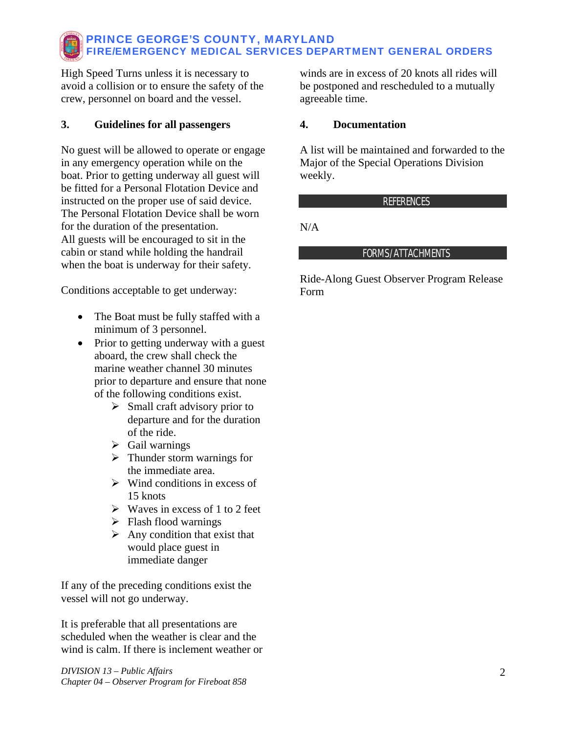High Speed Turns unless it is necessary to avoid a collision or to ensure the safety of the crew, personnel on board and the vessel.

**3. Guidelines for all passengers**

No guest will be allowed to operate or engage in any emergency operation while on the boat. Prior to getting underway all guest will be fitted for a Personal Flotation Device and instructed on the proper use of said device. The Personal Flotation Device shall be worn for the duration of the presentation.
All guests will be encouraged to sit in the cabin or stand while holding the handrail when the boat is underway for their safety.

Conditions acceptable to get underway:

- The Boat must be fully staffed with a minimum of 3 personnel.
- Prior to getting underway with a guest aboard, the crew shall check the marine weather channel 30 minutes prior to departure and ensure that none of the following conditions exist.
  - Small craft advisory prior to departure and for the duration of the ride.
  - Gail warnings
  - Thunder storm warnings for the immediate area.
  - Wind conditions in excess of 15 knots
  - Waves in excess of 1 to 2 feet
  - Flash flood warnings
  - Any condition that exist that would place guest in immediate danger

If any of the preceding conditions exist the vessel will not go underway.

It is preferable that all presentations are scheduled when the weather is clear and the wind is calm. If there is inclement weather or winds are in excess of 20 knots all rides will be postponed and rescheduled to a mutually agreeable time.

**4. Documentation**

A list will be maintained and forwarded to the Major of the Special Operations Division weekly.

## REFERENCES

N/A

## FORMS/ATTACHMENTS

Ride-Along Guest Observer Program Release Form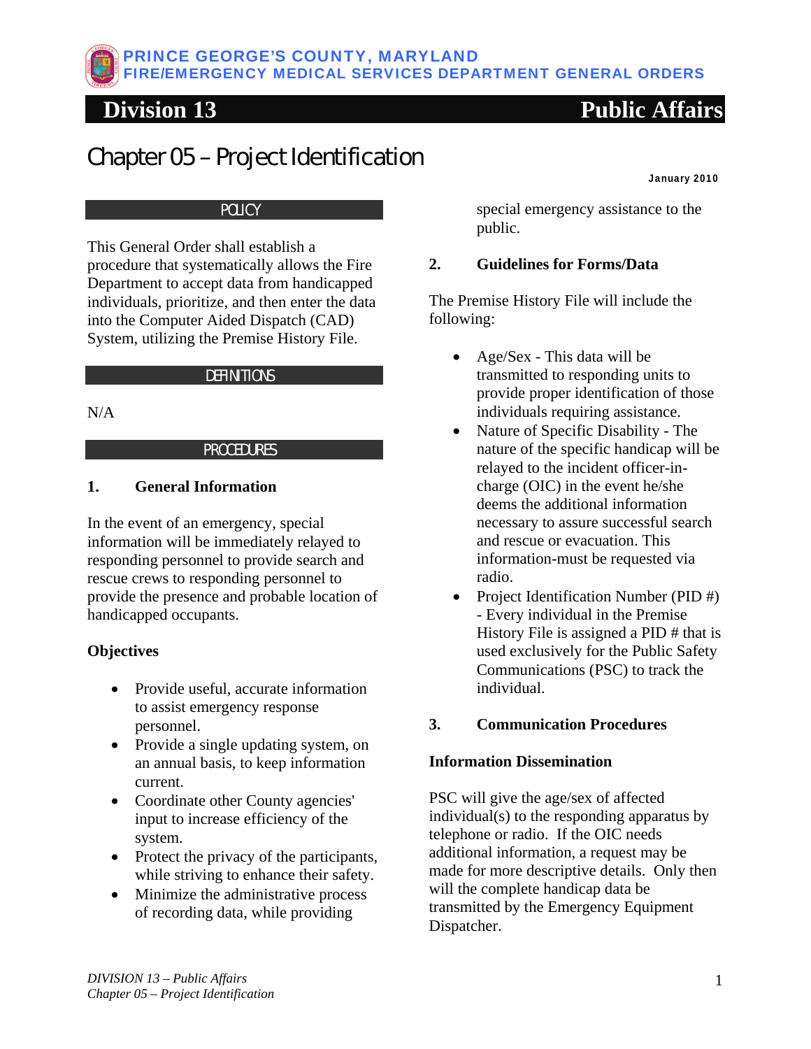PRINCE GEORGE'S COUNTY, MARYLAND
FIRE/EMERGENCY MEDICAL SERVICES DEPARTMENT GENERAL ORDERS

# Division 13 — Public Affairs

## Chapter 05 – Project Identification

January 2010

### POLICY

This General Order shall establish a procedure that systematically allows the Fire Department to accept data from handicapped individuals, prioritize, and then enter the data into the Computer Aided Dispatch (CAD) System, utilizing the Premise History File.

### DEFINITIONS

N/A

### PROCEDURES

**1. General Information**

In the event of an emergency, special information will be immediately relayed to responding personnel to provide search and rescue crews to responding personnel to provide the presence and probable location of handicapped occupants.

**Objectives**

- Provide useful, accurate information to assist emergency response personnel.
- Provide a single updating system, on an annual basis, to keep information current.
- Coordinate other County agencies' input to increase efficiency of the system.
- Protect the privacy of the participants, while striving to enhance their safety.
- Minimize the administrative process of recording data, while providing special emergency assistance to the public.

**2. Guidelines for Forms/Data**

The Premise History File will include the following:

- Age/Sex - This data will be transmitted to responding units to provide proper identification of those individuals requiring assistance.
- Nature of Specific Disability - The nature of the specific handicap will be relayed to the incident officer-in-charge (OIC) in the event he/she deems the additional information necessary to assure successful search and rescue or evacuation. This information-must be requested via radio.
- Project Identification Number (PID #) - Every individual in the Premise History File is assigned a PID # that is used exclusively for the Public Safety Communications (PSC) to track the individual.

**3. Communication Procedures**

**Information Dissemination**

PSC will give the age/sex of affected individual(s) to the responding apparatus by telephone or radio. If the OIC needs additional information, a request may be made for more descriptive details. Only then will the complete handicap data be transmitted by the Emergency Equipment Dispatcher.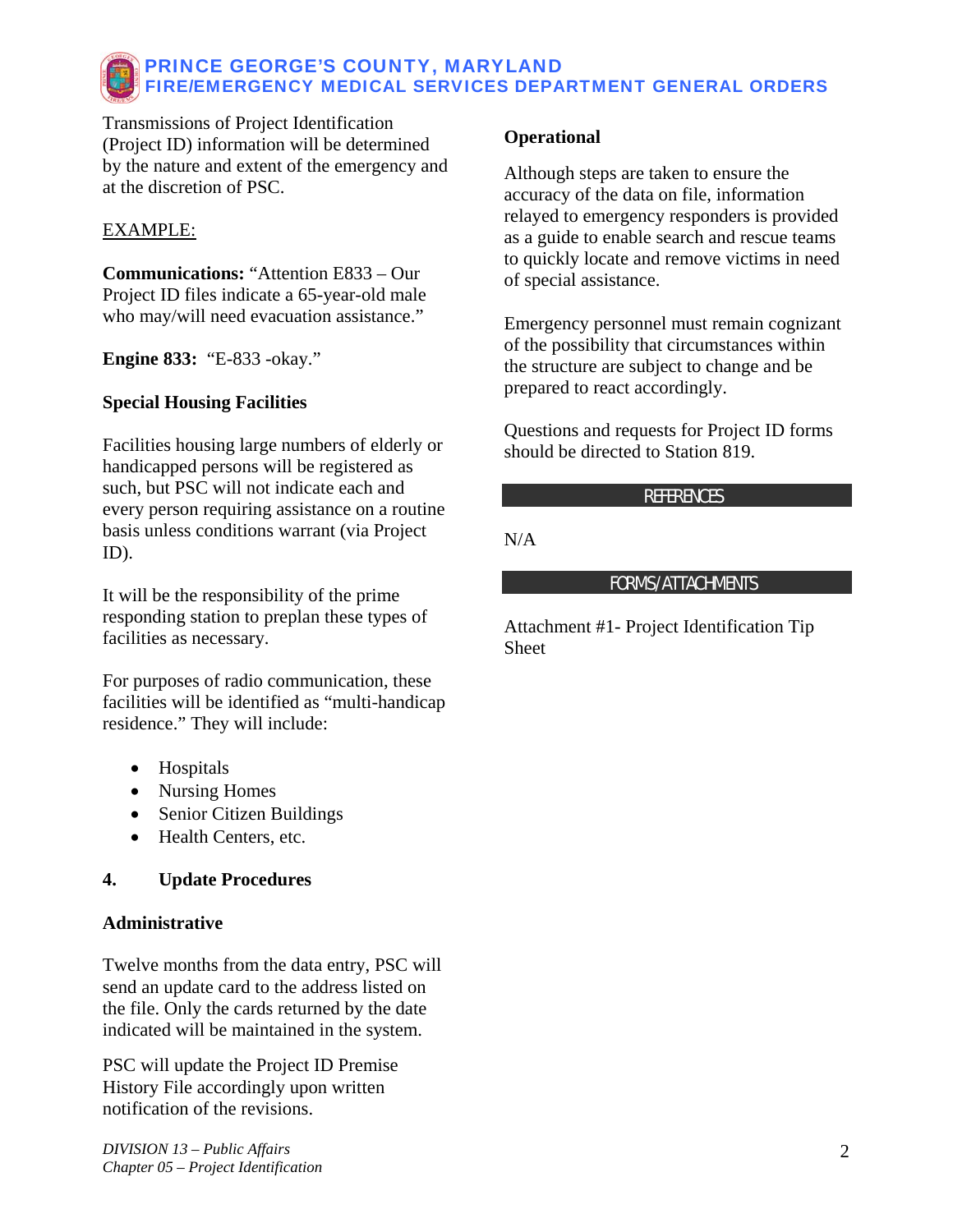Transmissions of Project Identification (Project ID) information will be determined by the nature and extent of the emergency and at the discretion of PSC.

EXAMPLE:

**Communications:** "Attention E833 – Our Project ID files indicate a 65-year-old male who may/will need evacuation assistance."

**Engine 833:** "E-833 -okay."

**Special Housing Facilities**

Facilities housing large numbers of elderly or handicapped persons will be registered as such, but PSC will not indicate each and every person requiring assistance on a routine basis unless conditions warrant (via Project ID).

It will be the responsibility of the prime responding station to preplan these types of facilities as necessary.

For purposes of radio communication, these facilities will be identified as "multi-handicap residence." They will include:

- Hospitals
- Nursing Homes
- Senior Citizen Buildings
- Health Centers, etc.

**4. Update Procedures**

**Administrative**

Twelve months from the data entry, PSC will send an update card to the address listed on the file. Only the cards returned by the date indicated will be maintained in the system.

PSC will update the Project ID Premise History File accordingly upon written notification of the revisions.

**Operational**

Although steps are taken to ensure the accuracy of the data on file, information relayed to emergency responders is provided as a guide to enable search and rescue teams to quickly locate and remove victims in need of special assistance.

Emergency personnel must remain cognizant of the possibility that circumstances within the structure are subject to change and be prepared to react accordingly.

Questions and requests for Project ID forms should be directed to Station 819.

## REFERENCES

N/A

## FORMS/ATTACHMENTS

Attachment #1- Project Identification Tip Sheet